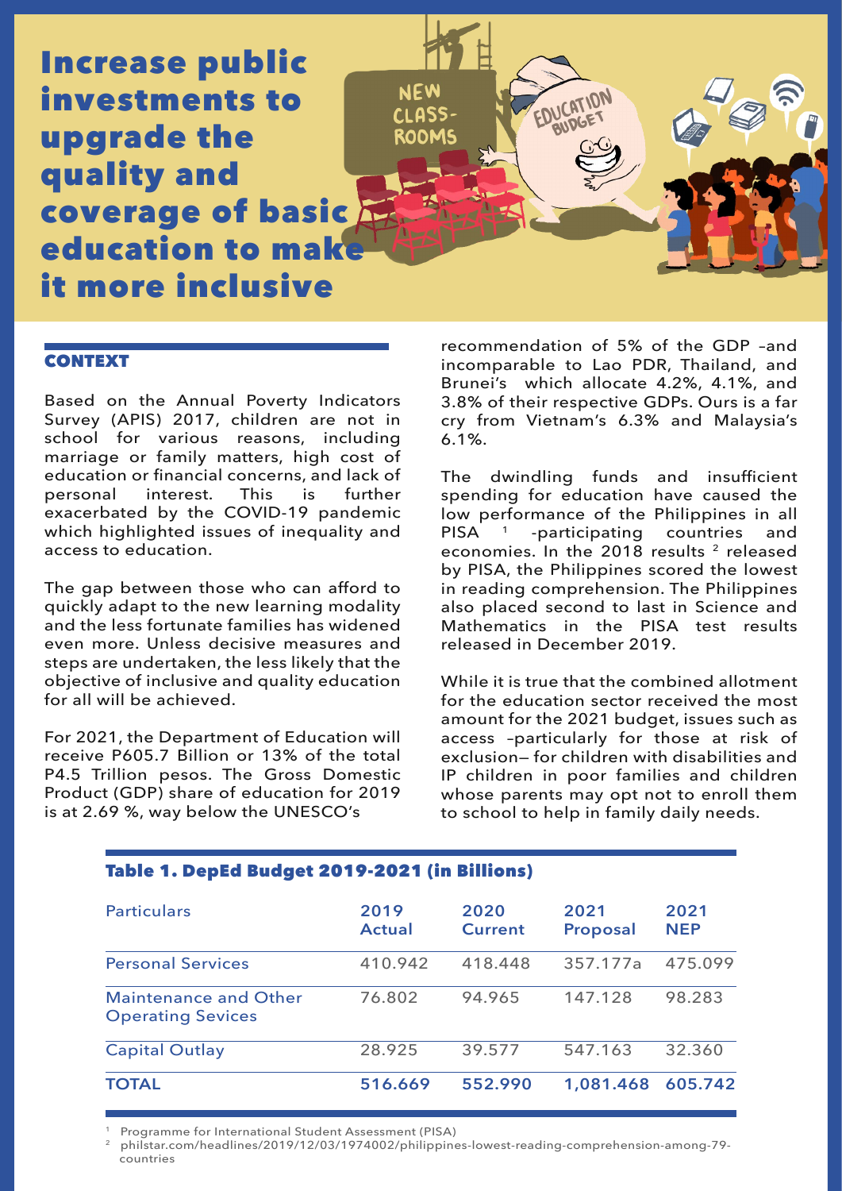# Increase public investments to upgrade the quality and coverage of basic education to make it more inclusive

## CONTEXT

Based on the Annual Poverty Indicators Survey (APIS) 2017, children are not in school for various reasons, including marriage or family matters, high cost of education or financial concerns, and lack of personal interest. This is further exacerbated by the COVID-19 pandemic which highlighted issues of inequality and access to education.

The gap between those who can afford to quickly adapt to the new learning modality and the less fortunate families has widened even more. Unless decisive measures and steps are undertaken, the less likely that the objective of inclusive and quality education for all will be achieved.

For 2021, the Department of Education will receive P605.7 Billion or 13% of the total P4.5 Trillion pesos. The Gross Domestic Product (GDP) share of education for 2019 is at 2.69 %, way below the UNESCO's recommendation of 5% of the GDP –and incomparable to Lao PDR, Thailand, and Brunei's which allocate 4.2%, 4.1%, and 3.8% of their respective GDPs. Ours is a far cry from Vietnam's 6.3% and Malaysia's 6.1%.

The dwindling funds and insufficient spending for education have caused the low performance of the Philippines in all PISA [1] -participating countries and economies. In the 2018 results [2] released by PISA, the Philippines scored the lowest in reading comprehension. The Philippines also placed second to last in Science and Mathematics in the PISA test results released in December 2019.

While it is true that the combined allotment for the education sector received the most amount for the 2021 budget, issues such as access –particularly for those at risk of exclusion– for children with disabilities and IP children in poor families and children whose parents may opt not to enroll them to school to help in family daily needs.

### Table 1. DepEd Budget 2019-2021 (in Billions)

| Particulars | 2019 Actual | 2020 Current | 2021 Proposal | 2021 NEP |
|---|---|---|---|---|
| Personal Services | 410.942 | 418.448 | 357.177a | 475.099 |
| Maintenance and Other Operating Sevices | 76.802 | 94.965 | 147.128 | 98.283 |
| Capital Outlay | 28.925 | 39.577 | 547.163 | 32.360 |
| **TOTAL** | **516.669** | **552.990** | **1,081.468** | **605.742** |

[1] Programme for International Student Assessment (PISA)

[2] philstar.com/headlines/2019/12/03/1974002/philippines-lowest-reading-comprehension-among-79-countries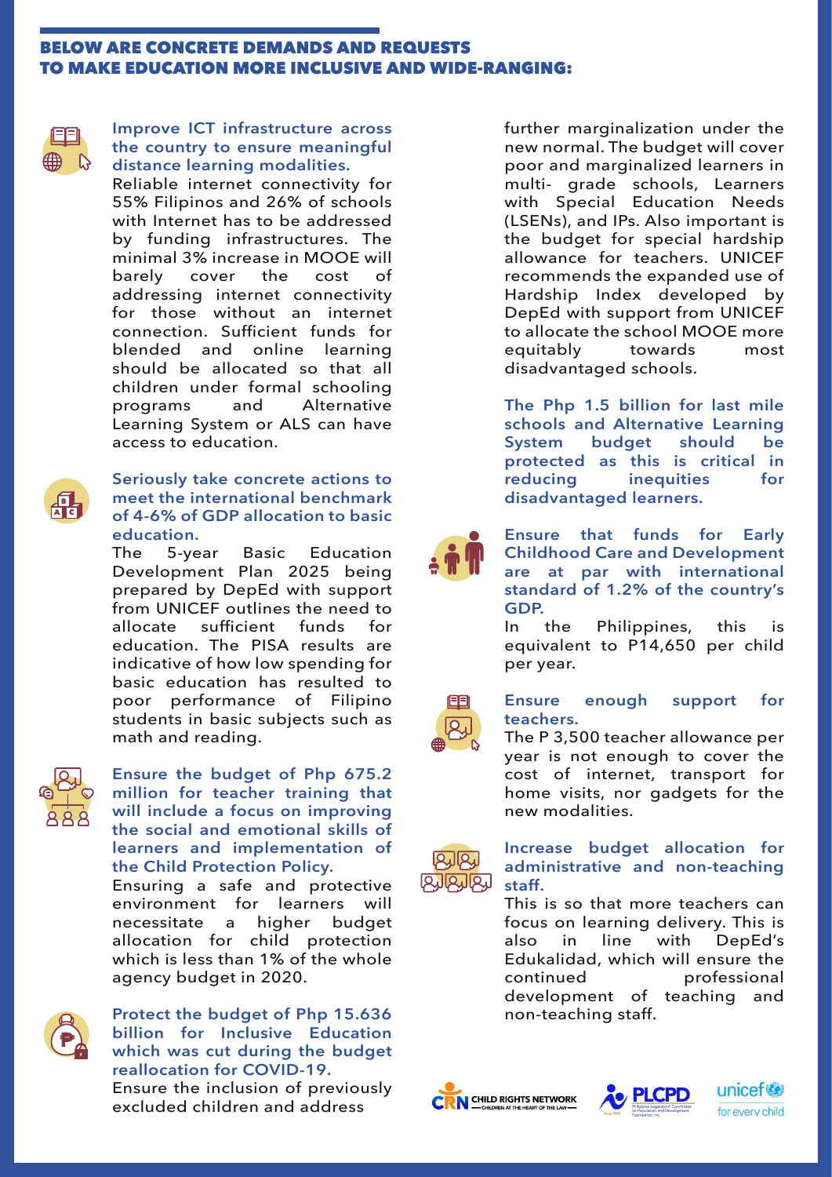## BELOW ARE CONCRETE DEMANDS AND REQUESTS TO MAKE EDUCATION MORE INCLUSIVE AND WIDE-RANGING:

**Improve ICT infrastructure across the country to ensure meaningful distance learning modalities.**

Reliable internet connectivity for 55% Filipinos and 26% of schools with Internet has to be addressed by funding infrastructures. The minimal 3% increase in MOOE will barely cover the cost of addressing internet connectivity for those without an internet connection. Sufficient funds for blended and online learning should be allocated so that all children under formal schooling programs and Alternative Learning System or ALS can have access to education.

**Seriously take concrete actions to meet the international benchmark of 4-6% of GDP allocation to basic education.**

The 5-year Basic Education Development Plan 2025 being prepared by DepEd with support from UNICEF outlines the need to allocate sufficient funds for education. The PISA results are indicative of how low spending for basic education has resulted to poor performance of Filipino students in basic subjects such as math and reading.

**Ensure the budget of Php 675.2 million for teacher training that will include a focus on improving the social and emotional skills of learners and implementation of the Child Protection Policy.**

Ensuring a safe and protective environment for learners will necessitate a higher budget allocation for child protection which is less than 1% of the whole agency budget in 2020.

**Protect the budget of Php 15.636 billion for Inclusive Education which was cut during the budget reallocation for COVID-19.**

Ensure the inclusion of previously excluded children and address further marginalization under the new normal. The budget will cover poor and marginalized learners in multi- grade schools, Learners with Special Education Needs (LSENs), and IPs. Also important is the budget for special hardship allowance for teachers. UNICEF recommends the expanded use of Hardship Index developed by DepEd with support from UNICEF to allocate the school MOOE more equitably towards most disadvantaged schools.

**The Php 1.5 billion for last mile schools and Alternative Learning System budget should be protected as this is critical in reducing inequities for disadvantaged learners.**

**Ensure that funds for Early Childhood Care and Development are at par with international standard of 1.2% of the country's GDP.**

In the Philippines, this is equivalent to P14,650 per child per year.

**Ensure enough support for teachers.**

The P 3,500 teacher allowance per year is not enough to cover the cost of internet, transport for home visits, nor gadgets for the new modalities.

**Increase budget allocation for administrative and non-teaching staff.**

This is so that more teachers can focus on learning delivery. This is also in line with DepEd's Edukalidad, which will ensure the continued professional development of teaching and non-teaching staff.

CRN CHILD RIGHTS NETWORK — CHILDREN AT THE HEART OF THE LAW —

PLCPD Philippine Legislators' Committee on Population and Development Foundation, Inc.

unicef for every child